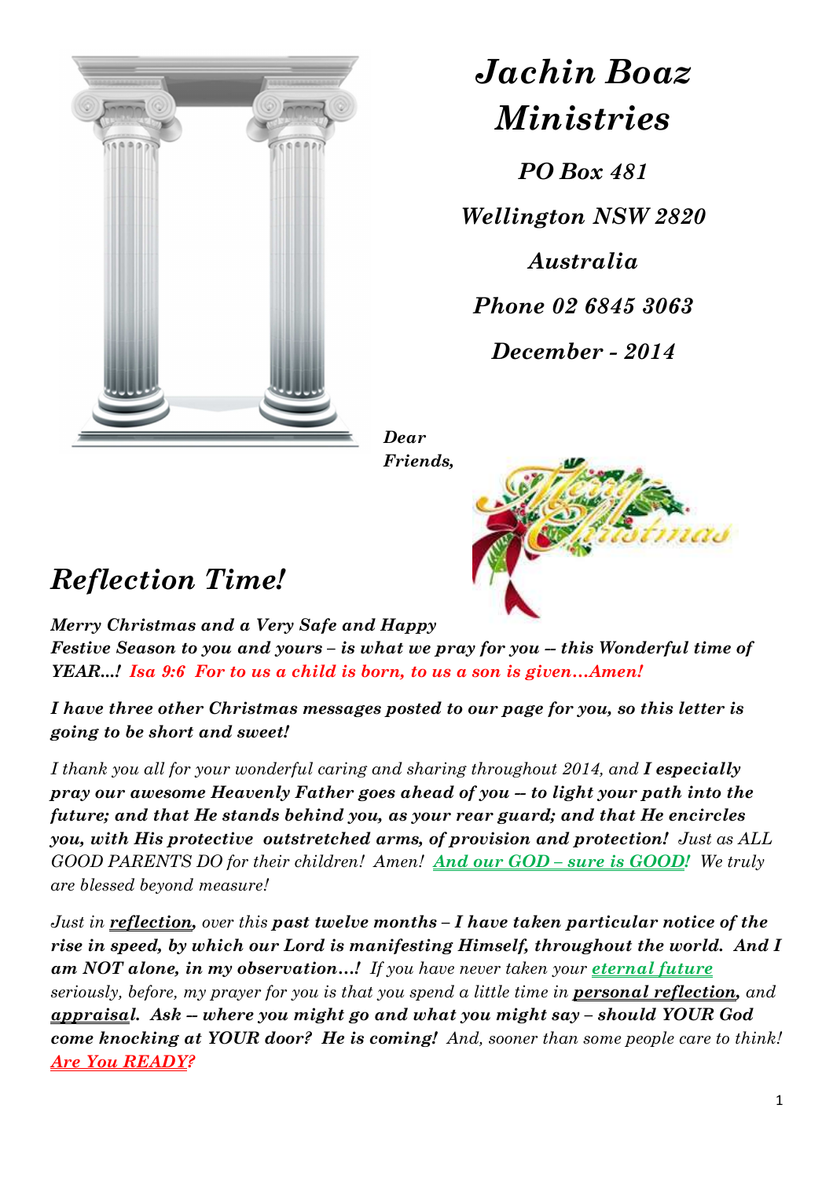# *Jachin Boaz Ministries*

***PO Box 481***

***Wellington NSW 2820***

***Australia***

***Phone 02 6845 3063***

***December - 2014***

***Dear Friends,***

## *Reflection Time!*

***Merry Christmas and a Very Safe and Happy Festive Season to you and yours – is what we pray for you -- this Wonderful time of YEAR…! Isa 9:6 For to us a child is born, to us a son is given…Amen!***

***I have three other Christmas messages posted to our page for you, so this letter is going to be short and sweet!***

*I thank you all for your wonderful caring and sharing throughout 2014, and* ***I especially pray our awesome Heavenly Father goes ahead of you -- to light your path into the future; and that He stands behind you, as your rear guard; and that He encircles you, with His protective outstretched arms, of provision and protection!*** *Just as ALL GOOD PARENTS DO for their children! Amen!* ***And our GOD – sure is GOOD!*** *We truly are blessed beyond measure!*

*Just in* ***reflection,*** *over this* ***past twelve months – I have taken particular notice of the rise in speed, by which our Lord is manifesting Himself, throughout the world. And I am NOT alone, in my observation…!*** *If you have never taken your* ***eternal future*** *seriously, before, my prayer for you is that you spend a little time in* ***personal reflection,*** *and* ***appraisal. Ask -- where you might go and what you might say – should YOUR God come knocking at YOUR door? He is coming!*** *And, sooner than some people care to think!* ***Are You READY?***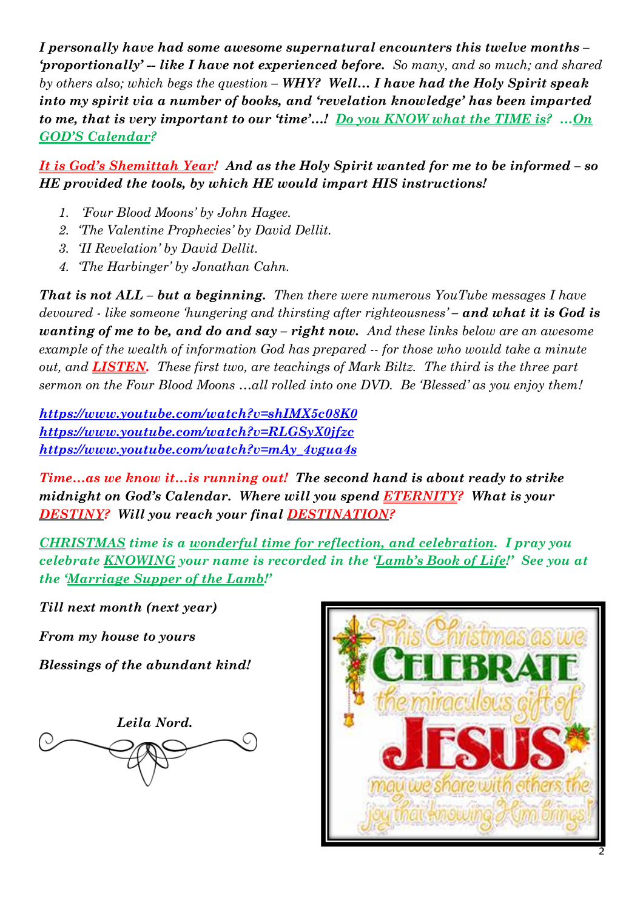***I personally have had some awesome supernatural encounters this twelve months – 'proportionally' -- like I have not experienced before.*** *So many, and so much; and shared by others also; which begs the question –* ***WHY? Well… I have had the Holy Spirit speak into my spirit via a number of books, and 'revelation knowledge' has been imparted to me, that is very important to our 'time'…!*** ***Do you KNOW what the TIME is? …On GOD'S Calendar?***

***It is God's Shemittah Year! And as the Holy Spirit wanted for me to be informed – so HE provided the tools, by which HE would impart HIS instructions!***

1. *'Four Blood Moons' by John Hagee.*
2. *'The Valentine Prophecies' by David Dellit.*
3. *'II Revelation' by David Dellit.*
4. *'The Harbinger' by Jonathan Cahn.*

***That is not ALL – but a beginning.*** *Then there were numerous YouTube messages I have devoured - like someone 'hungering and thirsting after righteousness' –* ***and what it is God is wanting of me to be, and do and say – right now.*** *And these links below are an awesome example of the wealth of information God has prepared -- for those who would take a minute out, and* ***LISTEN.*** *These first two, are teachings of Mark Biltz. The third is the three part sermon on the Four Blood Moons …all rolled into one DVD. Be 'Blessed' as you enjoy them!*

***https://www.youtube.com/watch?v=shIMX5c08K0***
***https://www.youtube.com/watch?v=RLGSyX0jfzc***
***https://www.youtube.com/watch?v=mAy_4vgua4s***

***Time…as we know it…is running out! The second hand is about ready to strike midnight on God's Calendar. Where will you spend ETERNITY? What is your DESTINY? Will you reach your final DESTINATION?***

***CHRISTMAS time is a wonderful time for reflection, and celebration. I pray you celebrate KNOWING your name is recorded in the 'Lamb's Book of Life!' See you at the 'Marriage Supper of the Lamb!'***

***Till next month (next year)***

***From my house to yours***

***Blessings of the abundant kind!***

***Leila Nord.***

This Christmas as we CELEBRATE the miraculous gift of JESUS may we share with others the joy that knowing Him brings!